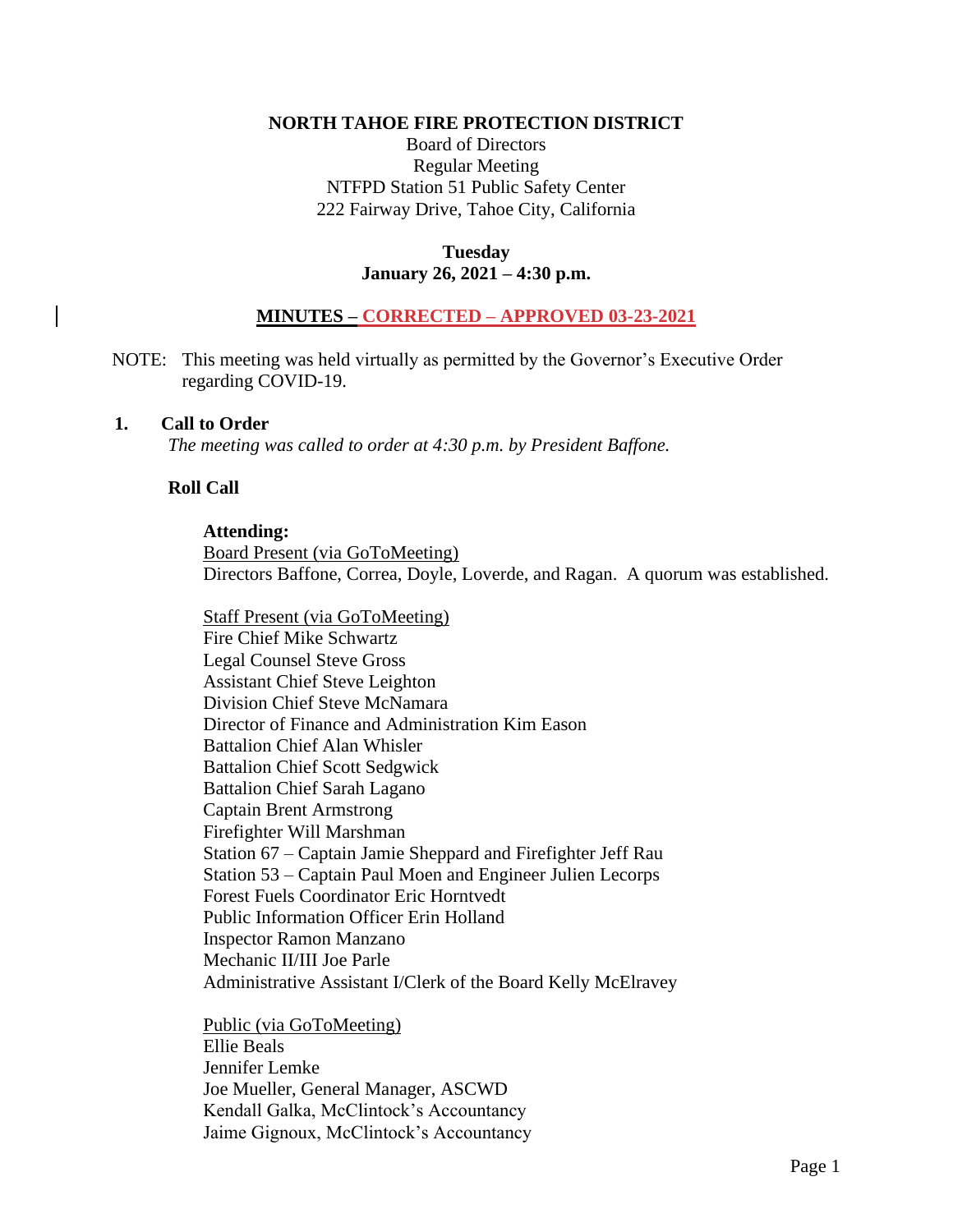**NORTH TAHOE FIRE PROTECTION DISTRICT**

Board of Directors
Regular Meeting
NTFPD Station 51 Public Safety Center
222 Fairway Drive, Tahoe City, California

**Tuesday**
**January 26, 2021 – 4:30 p.m.**

**MINUTES – CORRECTED – APPROVED 03-23-2021**

NOTE: This meeting was held virtually as permitted by the Governor's Executive Order regarding COVID-19.

## 1. Call to Order

*The meeting was called to order at 4:30 p.m. by President Baffone.*

**Roll Call**

**Attending:**

Board Present (via GoToMeeting)
Directors Baffone, Correa, Doyle, Loverde, and Ragan. A quorum was established.

Staff Present (via GoToMeeting)
Fire Chief Mike Schwartz
Legal Counsel Steve Gross
Assistant Chief Steve Leighton
Division Chief Steve McNamara
Director of Finance and Administration Kim Eason
Battalion Chief Alan Whisler
Battalion Chief Scott Sedgwick
Battalion Chief Sarah Lagano
Captain Brent Armstrong
Firefighter Will Marshman
Station 67 – Captain Jamie Sheppard and Firefighter Jeff Rau
Station 53 – Captain Paul Moen and Engineer Julien Lecorps
Forest Fuels Coordinator Eric Horntvedt
Public Information Officer Erin Holland
Inspector Ramon Manzano
Mechanic II/III Joe Parle
Administrative Assistant I/Clerk of the Board Kelly McElravey

Public (via GoToMeeting)
Ellie Beals
Jennifer Lemke
Joe Mueller, General Manager, ASCWD
Kendall Galka, McClintock's Accountancy
Jaime Gignoux, McClintock's Accountancy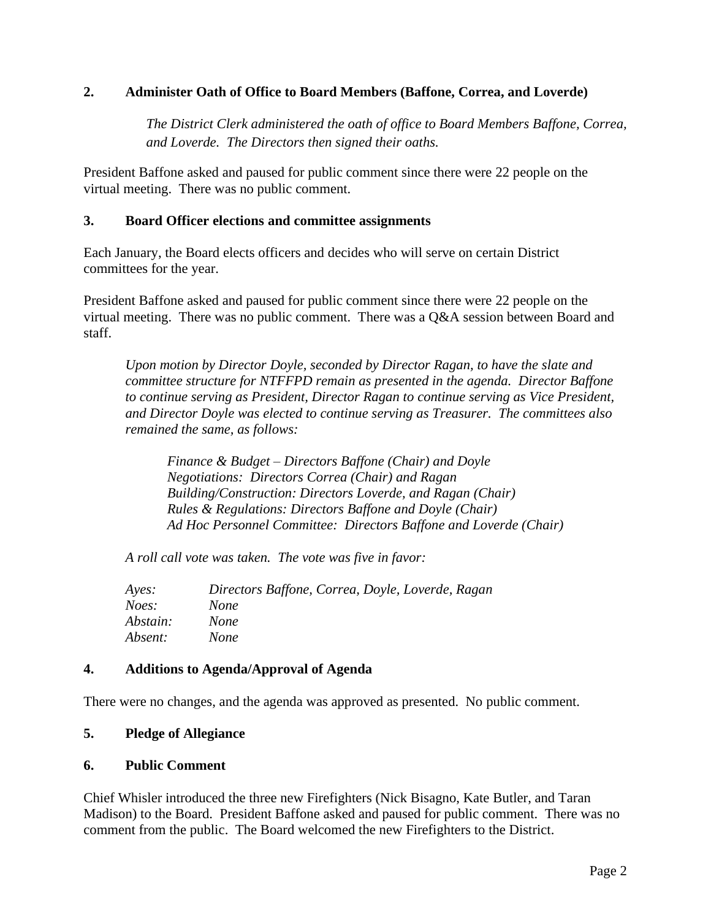**2. Administer Oath of Office to Board Members (Baffone, Correa, and Loverde)**

*The District Clerk administered the oath of office to Board Members Baffone, Correa, and Loverde. The Directors then signed their oaths.*

President Baffone asked and paused for public comment since there were 22 people on the virtual meeting. There was no public comment.

**3. Board Officer elections and committee assignments**

Each January, the Board elects officers and decides who will serve on certain District committees for the year.

President Baffone asked and paused for public comment since there were 22 people on the virtual meeting. There was no public comment. There was a Q&A session between Board and staff.

*Upon motion by Director Doyle, seconded by Director Ragan, to have the slate and committee structure for NTFFPD remain as presented in the agenda. Director Baffone to continue serving as President, Director Ragan to continue serving as Vice President, and Director Doyle was elected to continue serving as Treasurer. The committees also remained the same, as follows:*

*Finance & Budget – Directors Baffone (Chair) and Doyle*
*Negotiations: Directors Correa (Chair) and Ragan*
*Building/Construction: Directors Loverde, and Ragan (Chair)*
*Rules & Regulations: Directors Baffone and Doyle (Chair)*
*Ad Hoc Personnel Committee: Directors Baffone and Loverde (Chair)*

*A roll call vote was taken. The vote was five in favor:*

*Ayes:* *Directors Baffone, Correa, Doyle, Loverde, Ragan*
*Noes:* *None*
*Abstain:* *None*
*Absent:* *None*

**4. Additions to Agenda/Approval of Agenda**

There were no changes, and the agenda was approved as presented. No public comment.

**5. Pledge of Allegiance**

**6. Public Comment**

Chief Whisler introduced the three new Firefighters (Nick Bisagno, Kate Butler, and Taran Madison) to the Board. President Baffone asked and paused for public comment. There was no comment from the public. The Board welcomed the new Firefighters to the District.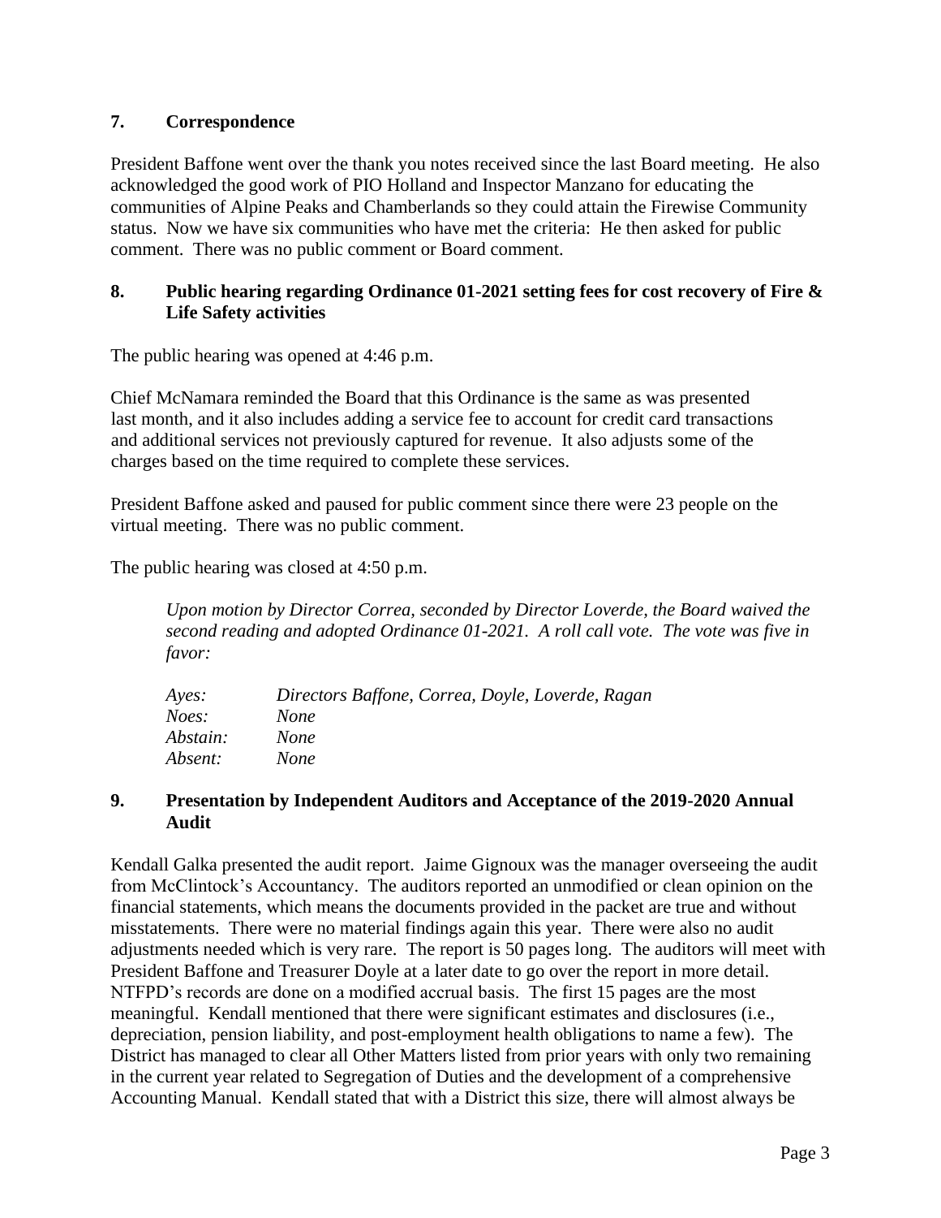## 7. Correspondence

President Baffone went over the thank you notes received since the last Board meeting. He also acknowledged the good work of PIO Holland and Inspector Manzano for educating the communities of Alpine Peaks and Chamberlands so they could attain the Firewise Community status. Now we have six communities who have met the criteria: He then asked for public comment. There was no public comment or Board comment.

## 8. Public hearing regarding Ordinance 01-2021 setting fees for cost recovery of Fire & Life Safety activities

The public hearing was opened at 4:46 p.m.

Chief McNamara reminded the Board that this Ordinance is the same as was presented last month, and it also includes adding a service fee to account for credit card transactions and additional services not previously captured for revenue. It also adjusts some of the charges based on the time required to complete these services.

President Baffone asked and paused for public comment since there were 23 people on the virtual meeting. There was no public comment.

The public hearing was closed at 4:50 p.m.

*Upon motion by Director Correa, seconded by Director Loverde, the Board waived the second reading and adopted Ordinance 01-2021. A roll call vote. The vote was five in favor:*

| | |
|---|---|
| *Ayes:* | *Directors Baffone, Correa, Doyle, Loverde, Ragan* |
| *Noes:* | *None* |
| *Abstain:* | *None* |
| *Absent:* | *None* |

## 9. Presentation by Independent Auditors and Acceptance of the 2019-2020 Annual Audit

Kendall Galka presented the audit report. Jaime Gignoux was the manager overseeing the audit from McClintock's Accountancy. The auditors reported an unmodified or clean opinion on the financial statements, which means the documents provided in the packet are true and without misstatements. There were no material findings again this year. There were also no audit adjustments needed which is very rare. The report is 50 pages long. The auditors will meet with President Baffone and Treasurer Doyle at a later date to go over the report in more detail. NTFPD's records are done on a modified accrual basis. The first 15 pages are the most meaningful. Kendall mentioned that there were significant estimates and disclosures (i.e., depreciation, pension liability, and post-employment health obligations to name a few). The District has managed to clear all Other Matters listed from prior years with only two remaining in the current year related to Segregation of Duties and the development of a comprehensive Accounting Manual. Kendall stated that with a District this size, there will almost always be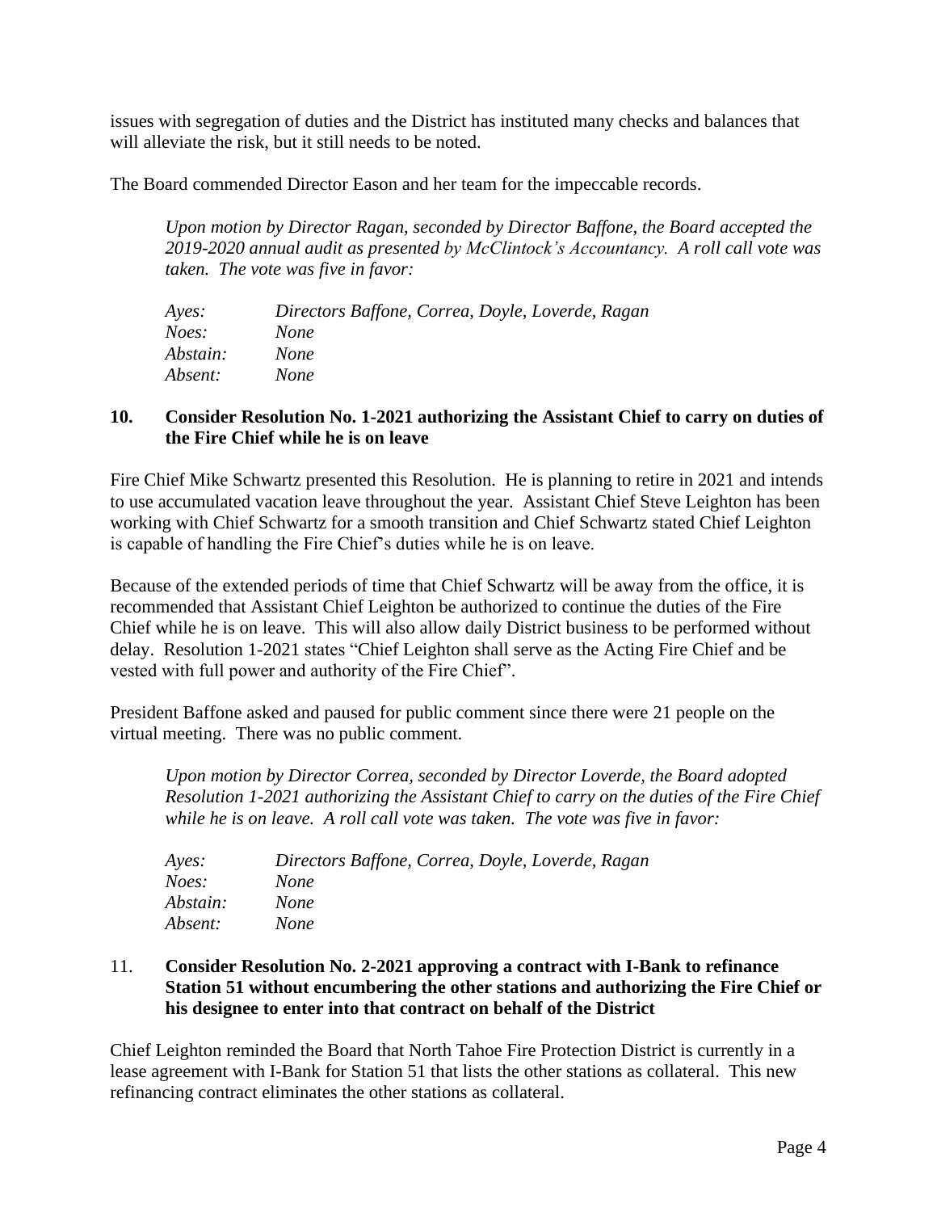issues with segregation of duties and the District has instituted many checks and balances that will alleviate the risk, but it still needs to be noted.

The Board commended Director Eason and her team for the impeccable records.

> *Upon motion by Director Ragan, seconded by Director Baffone, the Board accepted the 2019-2020 annual audit as presented by McClintock's Accountancy. A roll call vote was taken. The vote was five in favor:*
>
> *Ayes:* *Directors Baffone, Correa, Doyle, Loverde, Ragan*
> *Noes:* *None*
> *Abstain:* *None*
> *Absent:* *None*

**10. Consider Resolution No. 1-2021 authorizing the Assistant Chief to carry on duties of the Fire Chief while he is on leave**

Fire Chief Mike Schwartz presented this Resolution. He is planning to retire in 2021 and intends to use accumulated vacation leave throughout the year. Assistant Chief Steve Leighton has been working with Chief Schwartz for a smooth transition and Chief Schwartz stated Chief Leighton is capable of handling the Fire Chief's duties while he is on leave.

Because of the extended periods of time that Chief Schwartz will be away from the office, it is recommended that Assistant Chief Leighton be authorized to continue the duties of the Fire Chief while he is on leave. This will also allow daily District business to be performed without delay. Resolution 1-2021 states "Chief Leighton shall serve as the Acting Fire Chief and be vested with full power and authority of the Fire Chief".

President Baffone asked and paused for public comment since there were 21 people on the virtual meeting. There was no public comment.

> *Upon motion by Director Correa, seconded by Director Loverde, the Board adopted Resolution 1-2021 authorizing the Assistant Chief to carry on the duties of the Fire Chief while he is on leave. A roll call vote was taken. The vote was five in favor:*
>
> *Ayes:* *Directors Baffone, Correa, Doyle, Loverde, Ragan*
> *Noes:* *None*
> *Abstain:* *None*
> *Absent:* *None*

11. **Consider Resolution No. 2-2021 approving a contract with I-Bank to refinance Station 51 without encumbering the other stations and authorizing the Fire Chief or his designee to enter into that contract on behalf of the District**

Chief Leighton reminded the Board that North Tahoe Fire Protection District is currently in a lease agreement with I-Bank for Station 51 that lists the other stations as collateral. This new refinancing contract eliminates the other stations as collateral.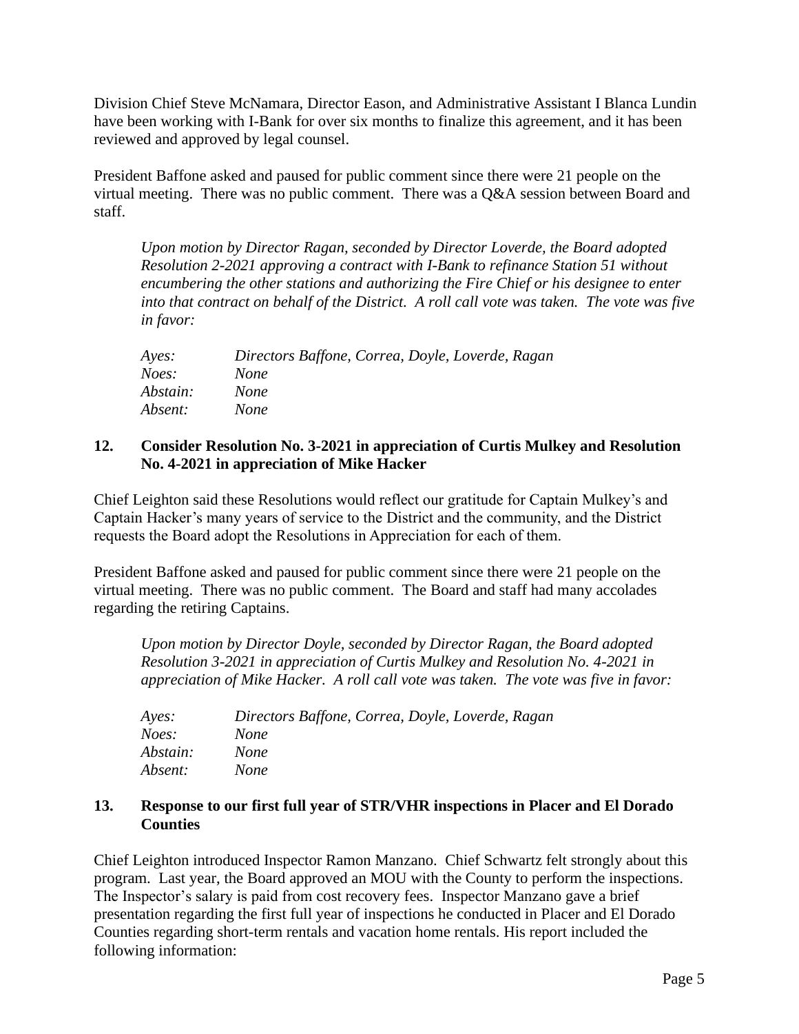Division Chief Steve McNamara, Director Eason, and Administrative Assistant I Blanca Lundin have been working with I-Bank for over six months to finalize this agreement, and it has been reviewed and approved by legal counsel.

President Baffone asked and paused for public comment since there were 21 people on the virtual meeting. There was no public comment. There was a Q&A session between Board and staff.

> *Upon motion by Director Ragan, seconded by Director Loverde, the Board adopted Resolution 2-2021 approving a contract with I-Bank to refinance Station 51 without encumbering the other stations and authorizing the Fire Chief or his designee to enter into that contract on behalf of the District. A roll call vote was taken. The vote was five in favor:*
>
> *Ayes:* *Directors Baffone, Correa, Doyle, Loverde, Ragan*
> *Noes:* *None*
> *Abstain:* *None*
> *Absent:* *None*

### 12. Consider Resolution No. 3-2021 in appreciation of Curtis Mulkey and Resolution No. 4-2021 in appreciation of Mike Hacker

Chief Leighton said these Resolutions would reflect our gratitude for Captain Mulkey's and Captain Hacker's many years of service to the District and the community, and the District requests the Board adopt the Resolutions in Appreciation for each of them.

President Baffone asked and paused for public comment since there were 21 people on the virtual meeting. There was no public comment. The Board and staff had many accolades regarding the retiring Captains.

> *Upon motion by Director Doyle, seconded by Director Ragan, the Board adopted Resolution 3-2021 in appreciation of Curtis Mulkey and Resolution No. 4-2021 in appreciation of Mike Hacker. A roll call vote was taken. The vote was five in favor:*
>
> *Ayes:* *Directors Baffone, Correa, Doyle, Loverde, Ragan*
> *Noes:* *None*
> *Abstain:* *None*
> *Absent:* *None*

### 13. Response to our first full year of STR/VHR inspections in Placer and El Dorado Counties

Chief Leighton introduced Inspector Ramon Manzano. Chief Schwartz felt strongly about this program. Last year, the Board approved an MOU with the County to perform the inspections. The Inspector's salary is paid from cost recovery fees. Inspector Manzano gave a brief presentation regarding the first full year of inspections he conducted in Placer and El Dorado Counties regarding short-term rentals and vacation home rentals. His report included the following information: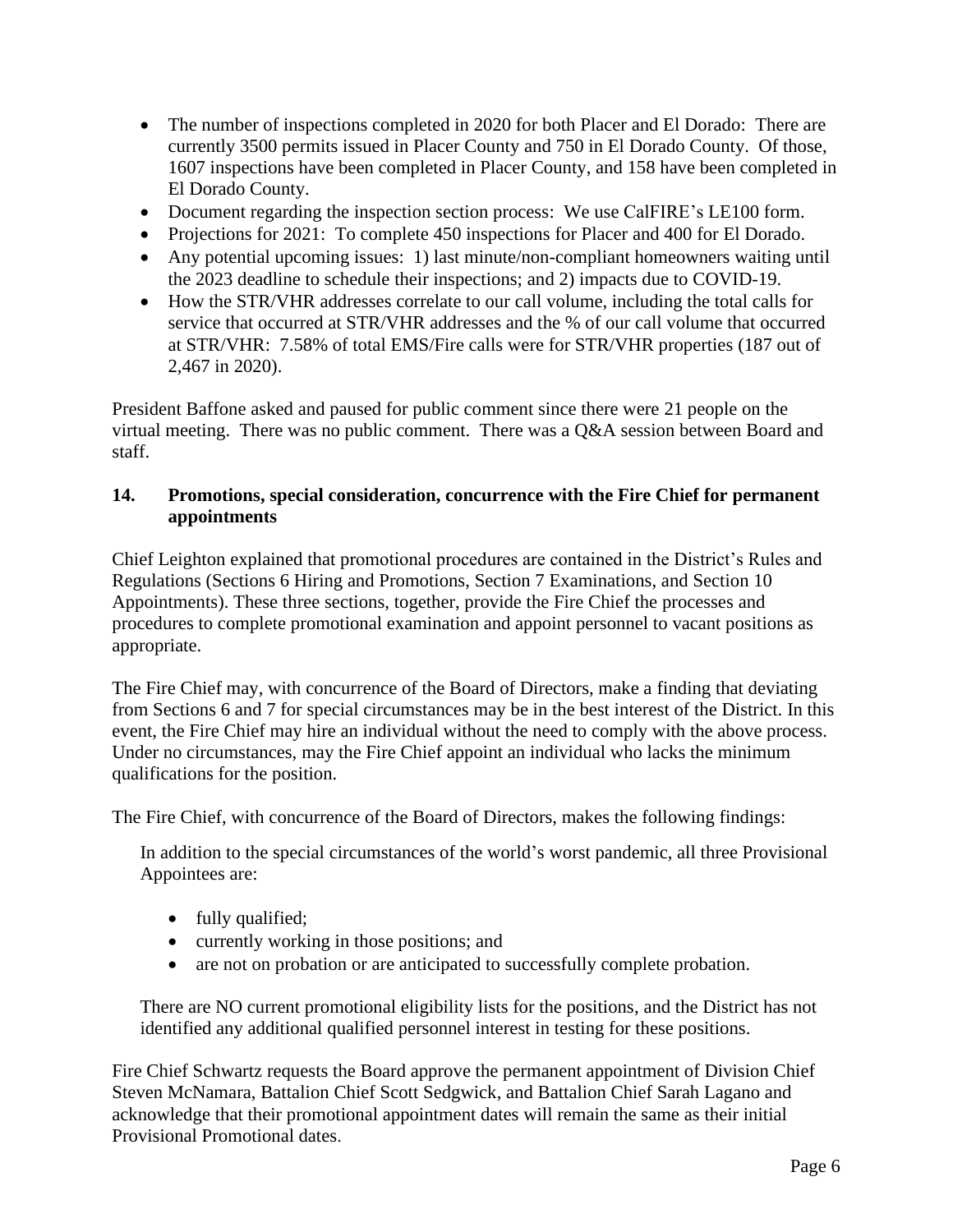- The number of inspections completed in 2020 for both Placer and El Dorado: There are currently 3500 permits issued in Placer County and 750 in El Dorado County. Of those, 1607 inspections have been completed in Placer County, and 158 have been completed in El Dorado County.
- Document regarding the inspection section process: We use CalFIRE's LE100 form.
- Projections for 2021: To complete 450 inspections for Placer and 400 for El Dorado.
- Any potential upcoming issues: 1) last minute/non-compliant homeowners waiting until the 2023 deadline to schedule their inspections; and 2) impacts due to COVID-19.
- How the STR/VHR addresses correlate to our call volume, including the total calls for service that occurred at STR/VHR addresses and the % of our call volume that occurred at STR/VHR: 7.58% of total EMS/Fire calls were for STR/VHR properties (187 out of 2,467 in 2020).

President Baffone asked and paused for public comment since there were 21 people on the virtual meeting. There was no public comment. There was a Q&A session between Board and staff.

### 14. Promotions, special consideration, concurrence with the Fire Chief for permanent appointments

Chief Leighton explained that promotional procedures are contained in the District's Rules and Regulations (Sections 6 Hiring and Promotions, Section 7 Examinations, and Section 10 Appointments). These three sections, together, provide the Fire Chief the processes and procedures to complete promotional examination and appoint personnel to vacant positions as appropriate.

The Fire Chief may, with concurrence of the Board of Directors, make a finding that deviating from Sections 6 and 7 for special circumstances may be in the best interest of the District. In this event, the Fire Chief may hire an individual without the need to comply with the above process. Under no circumstances, may the Fire Chief appoint an individual who lacks the minimum qualifications for the position.

The Fire Chief, with concurrence of the Board of Directors, makes the following findings:

> In addition to the special circumstances of the world's worst pandemic, all three Provisional Appointees are:
>
> - fully qualified;
> - currently working in those positions; and
> - are not on probation or are anticipated to successfully complete probation.
>
> There are NO current promotional eligibility lists for the positions, and the District has not identified any additional qualified personnel interest in testing for these positions.

Fire Chief Schwartz requests the Board approve the permanent appointment of Division Chief Steven McNamara, Battalion Chief Scott Sedgwick, and Battalion Chief Sarah Lagano and acknowledge that their promotional appointment dates will remain the same as their initial Provisional Promotional dates.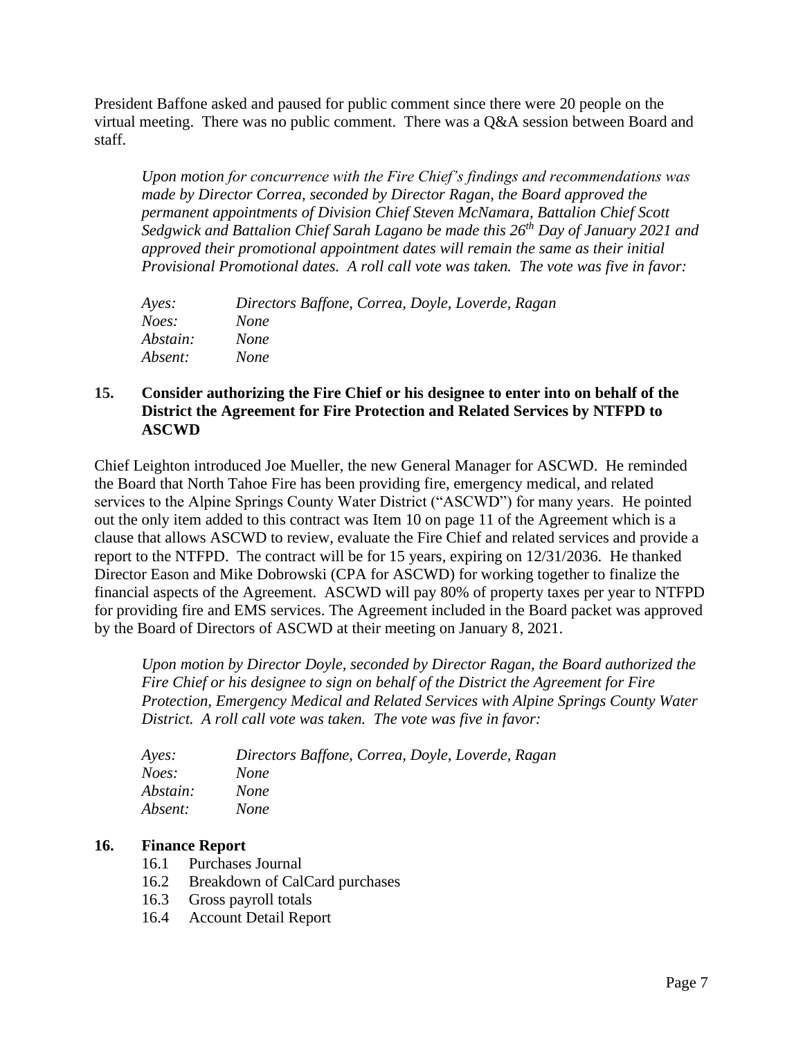President Baffone asked and paused for public comment since there were 20 people on the virtual meeting. There was no public comment. There was a Q&A session between Board and staff.

*Upon motion for concurrence with the Fire Chief's findings and recommendations was made by Director Correa, seconded by Director Ragan, the Board approved the permanent appointments of Division Chief Steven McNamara, Battalion Chief Scott Sedgwick and Battalion Chief Sarah Lagano be made this 26th Day of January 2021 and approved their promotional appointment dates will remain the same as their initial Provisional Promotional dates. A roll call vote was taken. The vote was five in favor:*

| | |
|---|---|
| *Ayes:* | *Directors Baffone, Correa, Doyle, Loverde, Ragan* |
| *Noes:* | *None* |
| *Abstain:* | *None* |
| *Absent:* | *None* |

## 15. Consider authorizing the Fire Chief or his designee to enter into on behalf of the District the Agreement for Fire Protection and Related Services by NTFPD to ASCWD

Chief Leighton introduced Joe Mueller, the new General Manager for ASCWD. He reminded the Board that North Tahoe Fire has been providing fire, emergency medical, and related services to the Alpine Springs County Water District ("ASCWD") for many years. He pointed out the only item added to this contract was Item 10 on page 11 of the Agreement which is a clause that allows ASCWD to review, evaluate the Fire Chief and related services and provide a report to the NTFPD. The contract will be for 15 years, expiring on 12/31/2036. He thanked Director Eason and Mike Dobrowski (CPA for ASCWD) for working together to finalize the financial aspects of the Agreement. ASCWD will pay 80% of property taxes per year to NTFPD for providing fire and EMS services. The Agreement included in the Board packet was approved by the Board of Directors of ASCWD at their meeting on January 8, 2021.

*Upon motion by Director Doyle, seconded by Director Ragan, the Board authorized the Fire Chief or his designee to sign on behalf of the District the Agreement for Fire Protection, Emergency Medical and Related Services with Alpine Springs County Water District. A roll call vote was taken. The vote was five in favor:*

| | |
|---|---|
| *Ayes:* | *Directors Baffone, Correa, Doyle, Loverde, Ragan* |
| *Noes:* | *None* |
| *Abstain:* | *None* |
| *Absent:* | *None* |

## 16. Finance Report

- 16.1 Purchases Journal
- 16.2 Breakdown of CalCard purchases
- 16.3 Gross payroll totals
- 16.4 Account Detail Report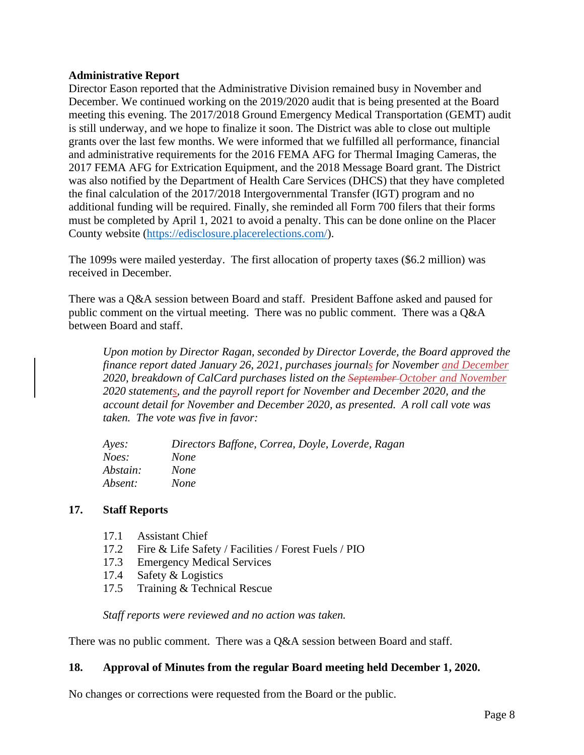**Administrative Report**

Director Eason reported that the Administrative Division remained busy in November and December. We continued working on the 2019/2020 audit that is being presented at the Board meeting this evening. The 2017/2018 Ground Emergency Medical Transportation (GEMT) audit is still underway, and we hope to finalize it soon. The District was able to close out multiple grants over the last few months. We were informed that we fulfilled all performance, financial and administrative requirements for the 2016 FEMA AFG for Thermal Imaging Cameras, the 2017 FEMA AFG for Extrication Equipment, and the 2018 Message Board grant. The District was also notified by the Department of Health Care Services (DHCS) that they have completed the final calculation of the 2017/2018 Intergovernmental Transfer (IGT) program and no additional funding will be required. Finally, she reminded all Form 700 filers that their forms must be completed by April 1, 2021 to avoid a penalty. This can be done online on the Placer County website (https://edisclosure.placerelections.com/).

The 1099s were mailed yesterday. The first allocation of property taxes ($6.2 million) was received in December.

There was a Q&A session between Board and staff. President Baffone asked and paused for public comment on the virtual meeting. There was no public comment. There was a Q&A between Board and staff.

> *Upon motion by Director Ragan, seconded by Director Loverde, the Board approved the finance report dated January 26, 2021, purchases journals for November and December 2020, breakdown of CalCard purchases listed on the ~~September~~ October and November 2020 statements, and the payroll report for November and December 2020, and the account detail for November and December 2020, as presented. A roll call vote was taken. The vote was five in favor:*
>
> *Ayes:* *Directors Baffone, Correa, Doyle, Loverde, Ragan*
> *Noes:* *None*
> *Abstain:* *None*
> *Absent:* *None*

## 17. Staff Reports

17.1 Assistant Chief
17.2 Fire & Life Safety / Facilities / Forest Fuels / PIO
17.3 Emergency Medical Services
17.4 Safety & Logistics
17.5 Training & Technical Rescue

*Staff reports were reviewed and no action was taken.*

There was no public comment. There was a Q&A session between Board and staff.

## 18. Approval of Minutes from the regular Board meeting held December 1, 2020.

No changes or corrections were requested from the Board or the public.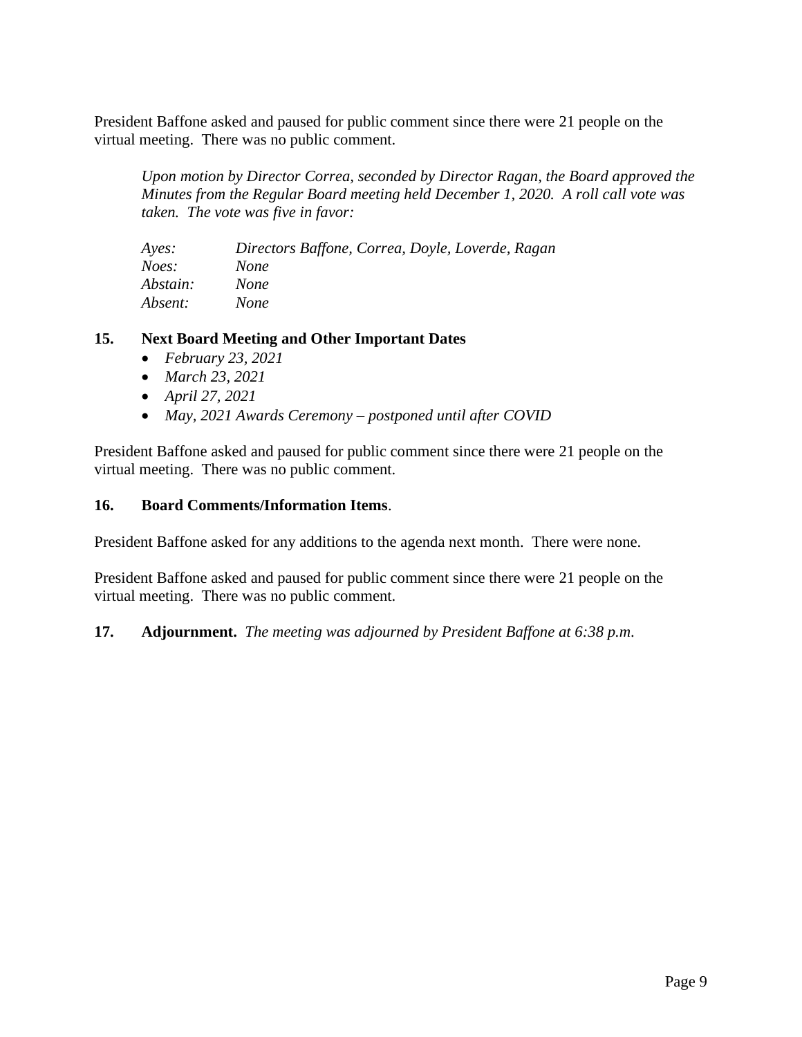President Baffone asked and paused for public comment since there were 21 people on the virtual meeting. There was no public comment.

*Upon motion by Director Correa, seconded by Director Ragan, the Board approved the Minutes from the Regular Board meeting held December 1, 2020. A roll call vote was taken. The vote was five in favor:*

| | |
|---|---|
| *Ayes:* | *Directors Baffone, Correa, Doyle, Loverde, Ragan* |
| *Noes:* | *None* |
| *Abstain:* | *None* |
| *Absent:* | *None* |

**15. Next Board Meeting and Other Important Dates**

- *February 23, 2021*
- *March 23, 2021*
- *April 27, 2021*
- *May, 2021 Awards Ceremony – postponed until after COVID*

President Baffone asked and paused for public comment since there were 21 people on the virtual meeting. There was no public comment.

**16. Board Comments/Information Items**.

President Baffone asked for any additions to the agenda next month. There were none.

President Baffone asked and paused for public comment since there were 21 people on the virtual meeting. There was no public comment.

**17. Adjournment.** *The meeting was adjourned by President Baffone at 6:38 p.m.*